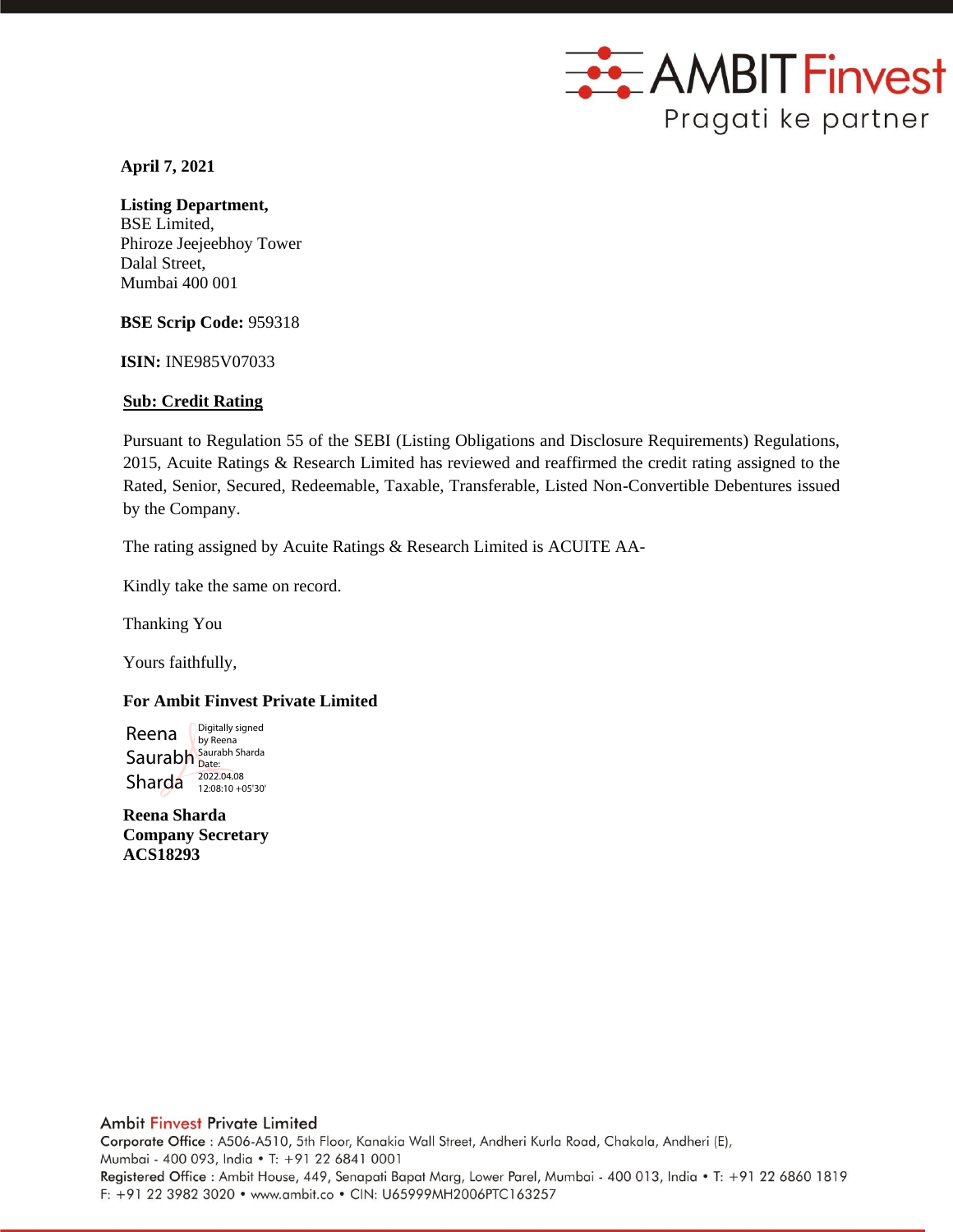**April 7, 2021**

**Listing Department,**
BSE Limited,
Phiroze Jeejeebhoy Tower
Dalal Street,
Mumbai 400 001

**BSE Scrip Code:** 959318

**ISIN:** INE985V07033

**Sub: Credit Rating**

Pursuant to Regulation 55 of the SEBI (Listing Obligations and Disclosure Requirements) Regulations, 2015, Acuite Ratings & Research Limited has reviewed and reaffirmed the credit rating assigned to the Rated, Senior, Secured, Redeemable, Taxable, Transferable, Listed Non-Convertible Debentures issued by the Company.

The rating assigned by Acuite Ratings & Research Limited is ACUITE AA-

Kindly take the same on record.

Thanking You

Yours faithfully,

**For Ambit Finvest Private Limited**

Reena Saurabh Sharda

Digitally signed by Reena Saurabh Sharda
Date: 2022.04.08 12:08:10 +05'30'

**Reena Sharda**
**Company Secretary**
**ACS18293**

Ambit Finvest Private Limited
Corporate Office : A506-A510, 5th Floor, Kanakia Wall Street, Andheri Kurla Road, Chakala, Andheri (E), Mumbai - 400 093, India • T: +91 22 6841 0001
Registered Office : Ambit House, 449, Senapati Bapat Marg, Lower Parel, Mumbai - 400 013, India • T: +91 22 6860 1819
F: +91 22 3982 3020 • www.ambit.co • CIN: U65999MH2006PTC163257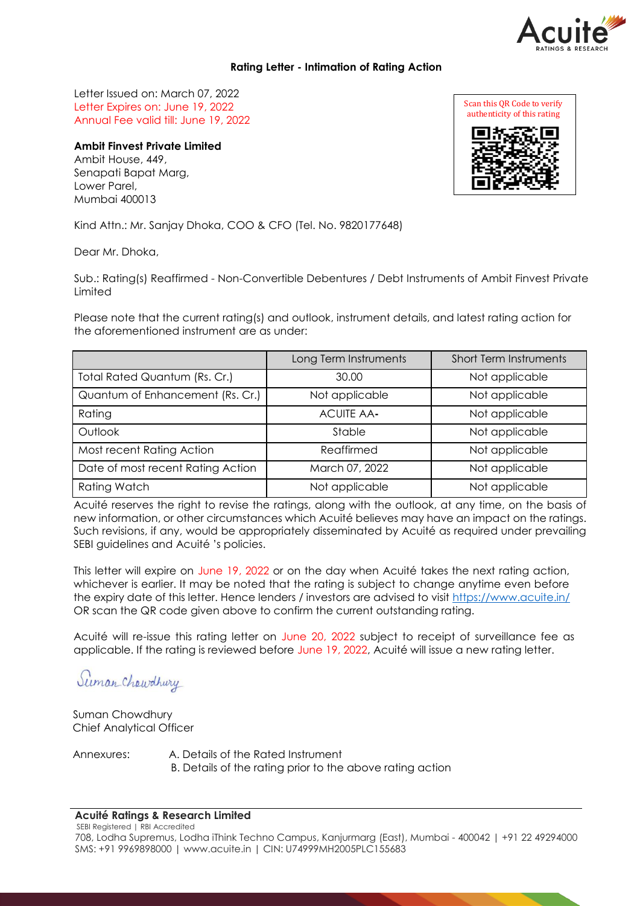## Rating Letter - Intimation of Rating Action

Letter Issued on: March 07, 2022
Letter Expires on: June 19, 2022
Annual Fee valid till: June 19, 2022

Scan this QR Code to verify authenticity of this rating

**Ambit Finvest Private Limited**
Ambit House, 449,
Senapati Bapat Marg,
Lower Parel,
Mumbai 400013

Kind Attn.: Mr. Sanjay Dhoka, COO & CFO (Tel. No. 9820177648)

Dear Mr. Dhoka,

Sub.: Rating(s) Reaffirmed - Non-Convertible Debentures / Debt Instruments of Ambit Finvest Private Limited

Please note that the current rating(s) and outlook, instrument details, and latest rating action for the aforementioned instrument are as under:

| | Long Term Instruments | Short Term Instruments |
|---|---|---|
| Total Rated Quantum (Rs. Cr.) | 30.00 | Not applicable |
| Quantum of Enhancement (Rs. Cr.) | Not applicable | Not applicable |
| Rating | ACUITE AA- | Not applicable |
| Outlook | Stable | Not applicable |
| Most recent Rating Action | Reaffirmed | Not applicable |
| Date of most recent Rating Action | March 07, 2022 | Not applicable |
| Rating Watch | Not applicable | Not applicable |

Acuité reserves the right to revise the ratings, along with the outlook, at any time, on the basis of new information, or other circumstances which Acuité believes may have an impact on the ratings. Such revisions, if any, would be appropriately disseminated by Acuité as required under prevailing SEBI guidelines and Acuité 's policies.

This letter will expire on June 19, 2022 or on the day when Acuité takes the next rating action, whichever is earlier. It may be noted that the rating is subject to change anytime even before the expiry date of this letter. Hence lenders / investors are advised to visit https://www.acuite.in/ OR scan the QR code given above to confirm the current outstanding rating.

Acuité will re-issue this rating letter on June 20, 2022 subject to receipt of surveillance fee as applicable. If the rating is reviewed before June 19, 2022, Acuité will issue a new rating letter.

Suman Chowdhury
Chief Analytical Officer

Annexures: A. Details of the Rated Instrument
B. Details of the rating prior to the above rating action

**Acuité Ratings & Research Limited**
SEBI Registered | RBI Accredited
708, Lodha Supremus, Lodha iThink Techno Campus, Kanjurmarg (East), Mumbai - 400042 | +91 22 49294000
SMS: +91 9969898000 | www.acuite.in | CIN: U74999MH2005PLC155683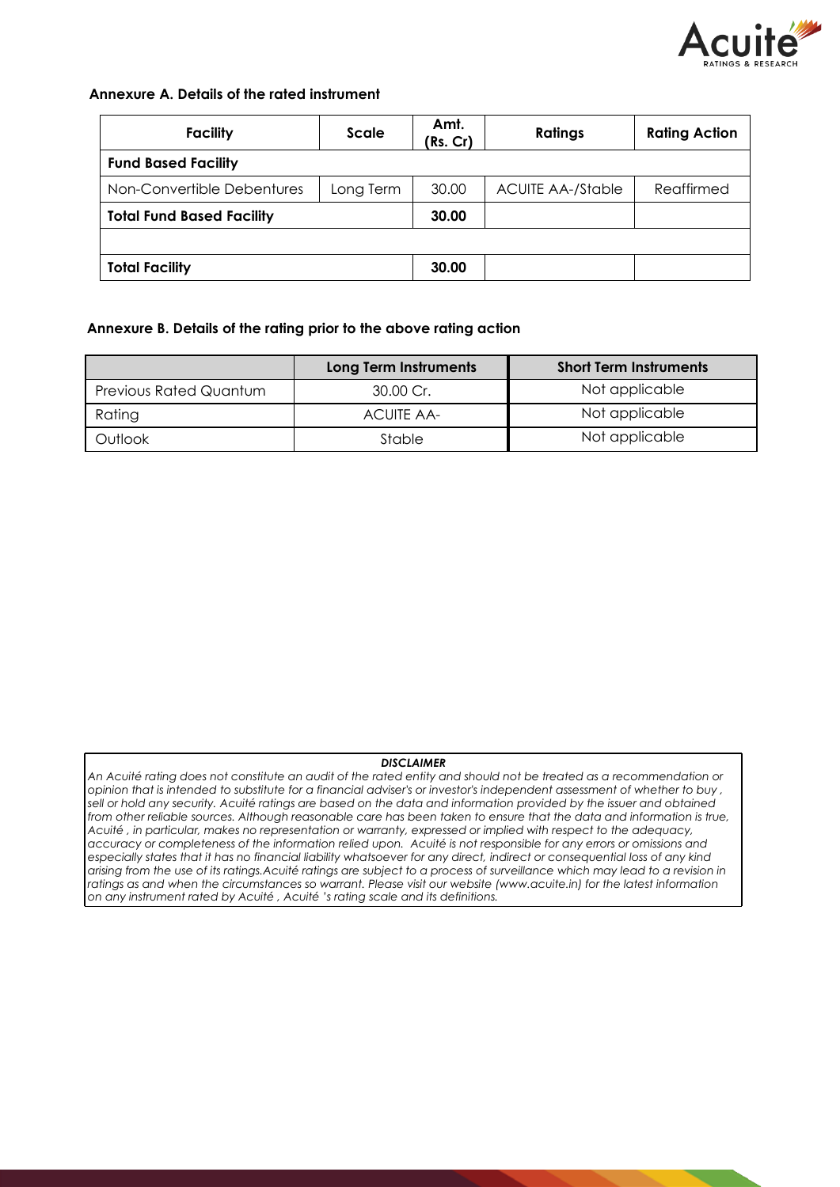**Annexure A. Details of the rated instrument**

| Facility | Scale | Amt. (Rs. Cr) | Ratings | Rating Action |
| --- | --- | --- | --- | --- |
| **Fund Based Facility** | | | | |
| Non-Convertible Debentures | Long Term | 30.00 | ACUITE AA-/Stable | Reaffirmed |
| **Total Fund Based Facility** | | **30.00** | | |
| | | | | |
| **Total Facility** | | **30.00** | | |

**Annexure B. Details of the rating prior to the above rating action**

| | Long Term Instruments | Short Term Instruments |
| --- | --- | --- |
| Previous Rated Quantum | 30.00 Cr. | Not applicable |
| Rating | ACUITE AA- | Not applicable |
| Outlook | Stable | Not applicable |

***DISCLAIMER***

*An Acuité rating does not constitute an audit of the rated entity and should not be treated as a recommendation or opinion that is intended to substitute for a financial adviser's or investor's independent assessment of whether to buy, sell or hold any security. Acuité ratings are based on the data and information provided by the issuer and obtained from other reliable sources. Although reasonable care has been taken to ensure that the data and information is true, Acuité , in particular, makes no representation or warranty, expressed or implied with respect to the adequacy, accuracy or completeness of the information relied upon. Acuité is not responsible for any errors or omissions and especially states that it has no financial liability whatsoever for any direct, indirect or consequential loss of any kind arising from the use of its ratings.Acuité ratings are subject to a process of surveillance which may lead to a revision in ratings as and when the circumstances so warrant. Please visit our website (www.acuite.in) for the latest information on any instrument rated by Acuité , Acuité 's rating scale and its definitions.*